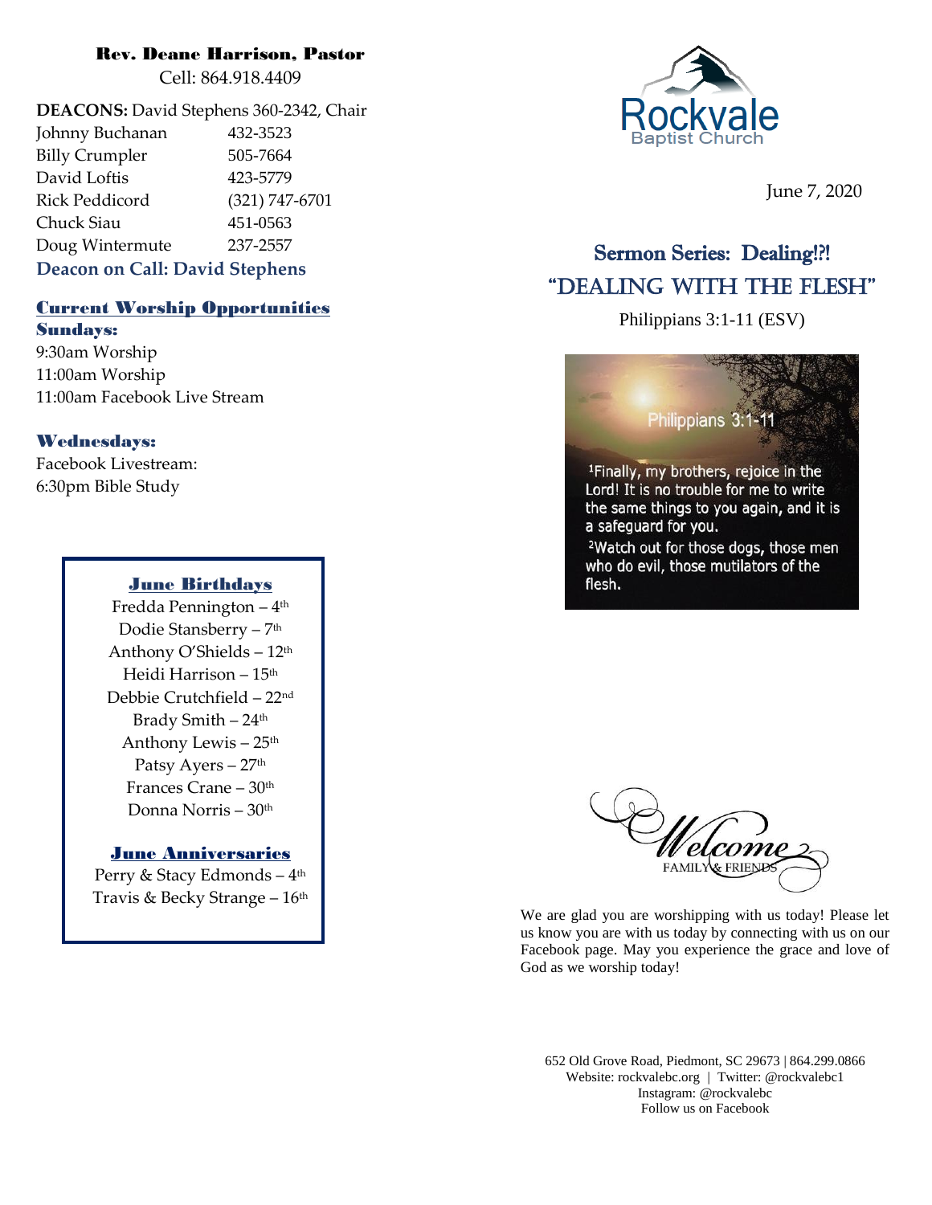**Rev. Deane Harrison, Pastor**
Cell: 864.918.4409

**DEACONS:** David Stephens 360-2342, Chair

| | |
|---|---|
| Johnny Buchanan | 432-3523 |
| Billy Crumpler | 505-7664 |
| David Loftis | 423-5779 |
| Rick Peddicord | (321) 747-6701 |
| Chuck Siau | 451-0563 |
| Doug Wintermute | 237-2557 |

**Deacon on Call: David Stephens**

## Current Worship Opportunities

**Sundays:**
9:30am Worship
11:00am Worship
11:00am Facebook Live Stream

**Wednesdays:**
Facebook Livestream:
6:30pm Bible Study

### June Birthdays

Fredda Pennington – 4th
Dodie Stansberry – 7th
Anthony O'Shields – 12th
Heidi Harrison – 15th
Debbie Crutchfield – 22nd
Brady Smith – 24th
Anthony Lewis – 25th
Patsy Ayers – 27th
Frances Crane – 30th
Donna Norris – 30th

### June Anniversaries

Perry & Stacy Edmonds – 4th
Travis & Becky Strange – 16th

Rockvale Baptist Church

June 7, 2020

## Sermon Series: Dealing!?!
## "DEALING WITH THE FLESH"

Philippians 3:1-11 (ESV)

Philippians 3:1-11

[1]Finally, my brothers, rejoice in the Lord! It is no trouble for me to write the same things to you again, and it is a safeguard for you.
[2]Watch out for those dogs, those men who do evil, those mutilators of the flesh.

Welcome 2 FAMILY & FRIENDS

We are glad you are worshipping with us today! Please let us know you are with us today by connecting with us on our Facebook page. May you experience the grace and love of God as we worship today!

652 Old Grove Road, Piedmont, SC 29673 | 864.299.0866
Website: rockvalebc.org | Twitter: @rockvalebc1
Instagram: @rockvalebc
Follow us on Facebook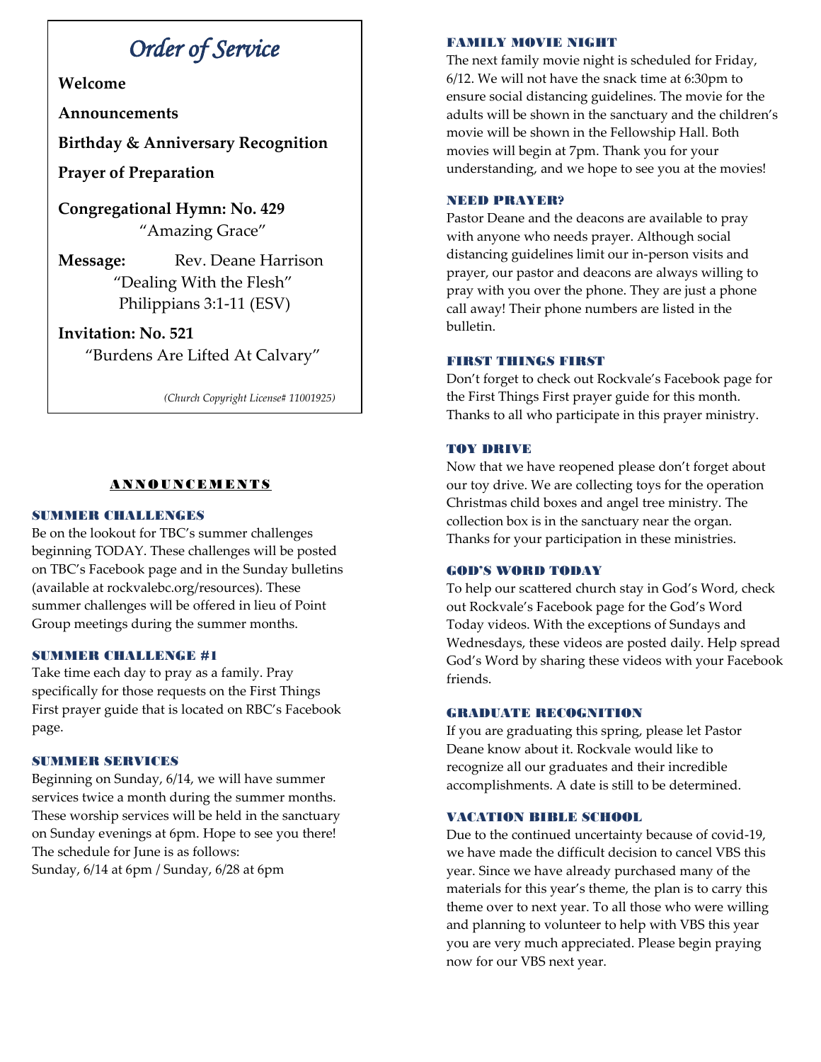# Order of Service

**Welcome**

**Announcements**

**Birthday & Anniversary Recognition**

**Prayer of Preparation**

**Congregational Hymn: No. 429**
"Amazing Grace"

**Message:** Rev. Deane Harrison
"Dealing With the Flesh"
Philippians 3:1-11 (ESV)

**Invitation: No. 521**
"Burdens Are Lifted At Calvary"

*(Church Copyright License# 11001925)*

## ANNOUNCEMENTS

### SUMMER CHALLENGES

Be on the lookout for TBC's summer challenges beginning TODAY. These challenges will be posted on TBC's Facebook page and in the Sunday bulletins (available at rockvalebc.org/resources). These summer challenges will be offered in lieu of Point Group meetings during the summer months.

### SUMMER CHALLENGE #1

Take time each day to pray as a family. Pray specifically for those requests on the First Things First prayer guide that is located on RBC's Facebook page.

### SUMMER SERVICES

Beginning on Sunday, 6/14, we will have summer services twice a month during the summer months. These worship services will be held in the sanctuary on Sunday evenings at 6pm. Hope to see you there! The schedule for June is as follows:
Sunday, 6/14 at 6pm / Sunday, 6/28 at 6pm

### FAMILY MOVIE NIGHT

The next family movie night is scheduled for Friday, 6/12. We will not have the snack time at 6:30pm to ensure social distancing guidelines. The movie for the adults will be shown in the sanctuary and the children's movie will be shown in the Fellowship Hall. Both movies will begin at 7pm. Thank you for your understanding, and we hope to see you at the movies!

### NEED PRAYER?

Pastor Deane and the deacons are available to pray with anyone who needs prayer. Although social distancing guidelines limit our in-person visits and prayer, our pastor and deacons are always willing to pray with you over the phone. They are just a phone call away! Their phone numbers are listed in the bulletin.

### FIRST THINGS FIRST

Don't forget to check out Rockvale's Facebook page for the First Things First prayer guide for this month. Thanks to all who participate in this prayer ministry.

### TOY DRIVE

Now that we have reopened please don't forget about our toy drive. We are collecting toys for the operation Christmas child boxes and angel tree ministry. The collection box is in the sanctuary near the organ. Thanks for your participation in these ministries.

### GOD'S WORD TODAY

To help our scattered church stay in God's Word, check out Rockvale's Facebook page for the God's Word Today videos. With the exceptions of Sundays and Wednesdays, these videos are posted daily. Help spread God's Word by sharing these videos with your Facebook friends.

### GRADUATE RECOGNITION

If you are graduating this spring, please let Pastor Deane know about it. Rockvale would like to recognize all our graduates and their incredible accomplishments. A date is still to be determined.

### VACATION BIBLE SCHOOL

Due to the continued uncertainty because of covid-19, we have made the difficult decision to cancel VBS this year. Since we have already purchased many of the materials for this year's theme, the plan is to carry this theme over to next year. To all those who were willing and planning to volunteer to help with VBS this year you are very much appreciated. Please begin praying now for our VBS next year.